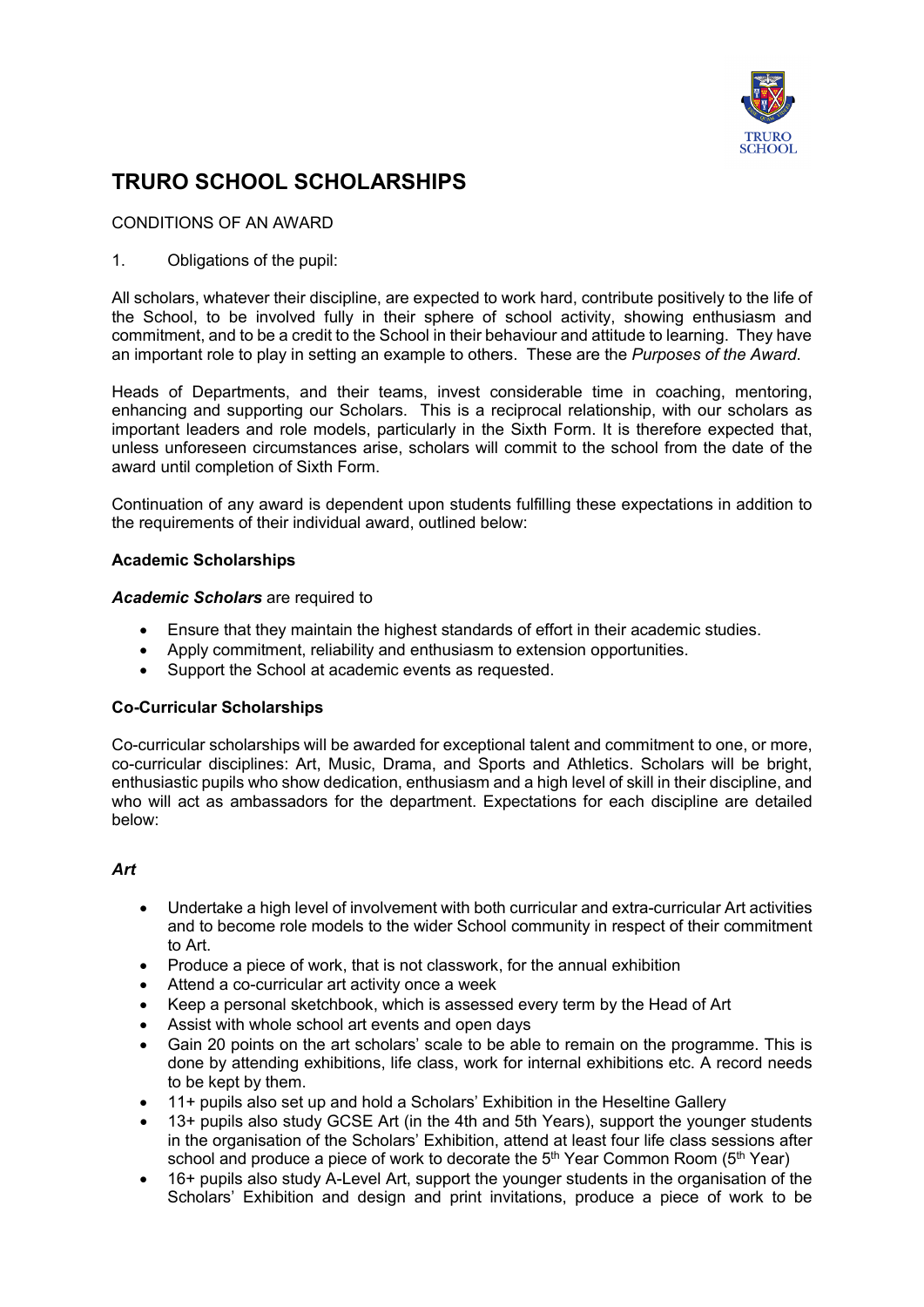# TRURO SCHOOL SCHOLARSHIPS

CONDITIONS OF AN AWARD

1. Obligations of the pupil:

All scholars, whatever their discipline, are expected to work hard, contribute positively to the life of the School, to be involved fully in their sphere of school activity, showing enthusiasm and commitment, and to be a credit to the School in their behaviour and attitude to learning. They have an important role to play in setting an example to others. These are the *Purposes of the Award*.

Heads of Departments, and their teams, invest considerable time in coaching, mentoring, enhancing and supporting our Scholars. This is a reciprocal relationship, with our scholars as important leaders and role models, particularly in the Sixth Form. It is therefore expected that, unless unforeseen circumstances arise, scholars will commit to the school from the date of the award until completion of Sixth Form.

Continuation of any award is dependent upon students fulfilling these expectations in addition to the requirements of their individual award, outlined below:

**Academic Scholarships**

***Academic Scholars*** are required to

- Ensure that they maintain the highest standards of effort in their academic studies.
- Apply commitment, reliability and enthusiasm to extension opportunities.
- Support the School at academic events as requested.

**Co-Curricular Scholarships**

Co-curricular scholarships will be awarded for exceptional talent and commitment to one, or more, co-curricular disciplines: Art, Music, Drama, and Sports and Athletics. Scholars will be bright, enthusiastic pupils who show dedication, enthusiasm and a high level of skill in their discipline, and who will act as ambassadors for the department. Expectations for each discipline are detailed below:

***Art***

- Undertake a high level of involvement with both curricular and extra-curricular Art activities and to become role models to the wider School community in respect of their commitment to Art.
- Produce a piece of work, that is not classwork, for the annual exhibition
- Attend a co-curricular art activity once a week
- Keep a personal sketchbook, which is assessed every term by the Head of Art
- Assist with whole school art events and open days
- Gain 20 points on the art scholars' scale to be able to remain on the programme. This is done by attending exhibitions, life class, work for internal exhibitions etc. A record needs to be kept by them.
- 11+ pupils also set up and hold a Scholars' Exhibition in the Heseltine Gallery
- 13+ pupils also study GCSE Art (in the 4th and 5th Years), support the younger students in the organisation of the Scholars' Exhibition, attend at least four life class sessions after school and produce a piece of work to decorate the 5th Year Common Room (5th Year)
- 16+ pupils also study A-Level Art, support the younger students in the organisation of the Scholars' Exhibition and design and print invitations, produce a piece of work to be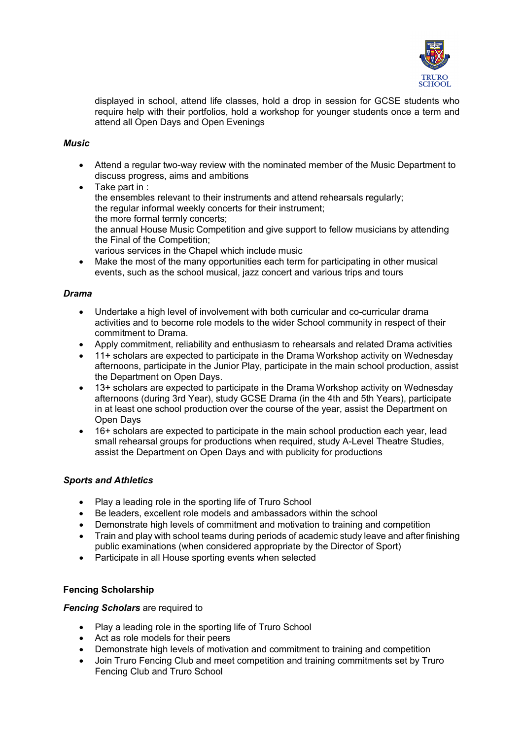displayed in school, attend life classes, hold a drop in session for GCSE students who require help with their portfolios, hold a workshop for younger students once a term and attend all Open Days and Open Evenings

***Music***

- Attend a regular two-way review with the nominated member of the Music Department to discuss progress, aims and ambitions
- Take part in :
  the ensembles relevant to their instruments and attend rehearsals regularly;
  the regular informal weekly concerts for their instrument;
  the more formal termly concerts;
  the annual House Music Competition and give support to fellow musicians by attending the Final of the Competition;
  various services in the Chapel which include music
- Make the most of the many opportunities each term for participating in other musical events, such as the school musical, jazz concert and various trips and tours

***Drama***

- Undertake a high level of involvement with both curricular and co-curricular drama activities and to become role models to the wider School community in respect of their commitment to Drama.
- Apply commitment, reliability and enthusiasm to rehearsals and related Drama activities
- 11+ scholars are expected to participate in the Drama Workshop activity on Wednesday afternoons, participate in the Junior Play, participate in the main school production, assist the Department on Open Days.
- 13+ scholars are expected to participate in the Drama Workshop activity on Wednesday afternoons (during 3rd Year), study GCSE Drama (in the 4th and 5th Years), participate in at least one school production over the course of the year, assist the Department on Open Days
- 16+ scholars are expected to participate in the main school production each year, lead small rehearsal groups for productions when required, study A-Level Theatre Studies, assist the Department on Open Days and with publicity for productions

***Sports and Athletics***

- Play a leading role in the sporting life of Truro School
- Be leaders, excellent role models and ambassadors within the school
- Demonstrate high levels of commitment and motivation to training and competition
- Train and play with school teams during periods of academic study leave and after finishing public examinations (when considered appropriate by the Director of Sport)
- Participate in all House sporting events when selected

**Fencing Scholarship**

***Fencing Scholars*** are required to

- Play a leading role in the sporting life of Truro School
- Act as role models for their peers
- Demonstrate high levels of motivation and commitment to training and competition
- Join Truro Fencing Club and meet competition and training commitments set by Truro Fencing Club and Truro School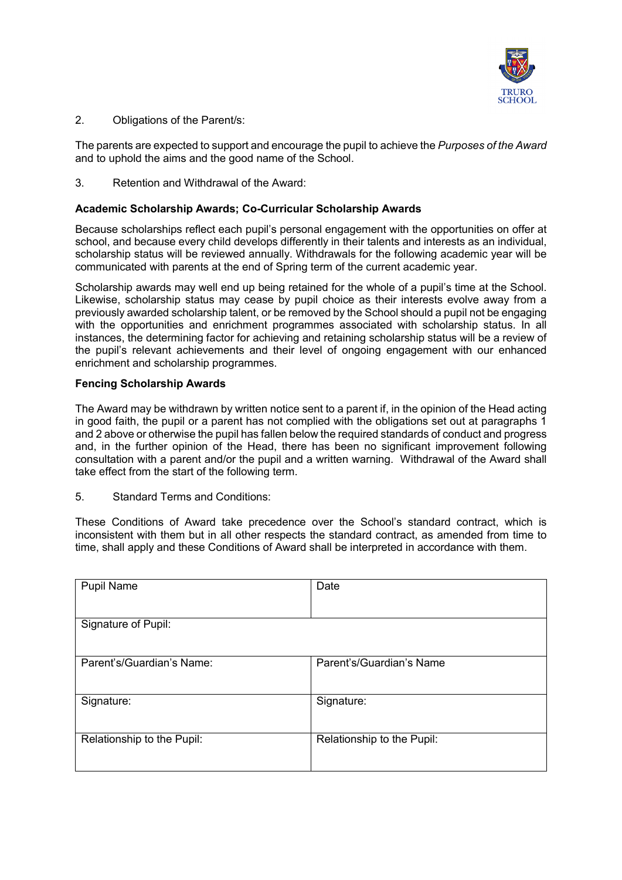2. Obligations of the Parent/s:

The parents are expected to support and encourage the pupil to achieve the *Purposes of the Award* and to uphold the aims and the good name of the School.

3. Retention and Withdrawal of the Award:

**Academic Scholarship Awards; Co-Curricular Scholarship Awards**

Because scholarships reflect each pupil's personal engagement with the opportunities on offer at school, and because every child develops differently in their talents and interests as an individual, scholarship status will be reviewed annually. Withdrawals for the following academic year will be communicated with parents at the end of Spring term of the current academic year.

Scholarship awards may well end up being retained for the whole of a pupil's time at the School. Likewise, scholarship status may cease by pupil choice as their interests evolve away from a previously awarded scholarship talent, or be removed by the School should a pupil not be engaging with the opportunities and enrichment programmes associated with scholarship status. In all instances, the determining factor for achieving and retaining scholarship status will be a review of the pupil's relevant achievements and their level of ongoing engagement with our enhanced enrichment and scholarship programmes.

**Fencing Scholarship Awards**

The Award may be withdrawn by written notice sent to a parent if, in the opinion of the Head acting in good faith, the pupil or a parent has not complied with the obligations set out at paragraphs 1 and 2 above or otherwise the pupil has fallen below the required standards of conduct and progress and, in the further opinion of the Head, there has been no significant improvement following consultation with a parent and/or the pupil and a written warning. Withdrawal of the Award shall take effect from the start of the following term.

5. Standard Terms and Conditions:

These Conditions of Award take precedence over the School's standard contract, which is inconsistent with them but in all other respects the standard contract, as amended from time to time, shall apply and these Conditions of Award shall be interpreted in accordance with them.

| | |
|---|---|
| Pupil Name | Date |
| Signature of Pupil: | |
| Parent's/Guardian's Name: | Parent's/Guardian's Name |
| Signature: | Signature: |
| Relationship to the Pupil: | Relationship to the Pupil: |